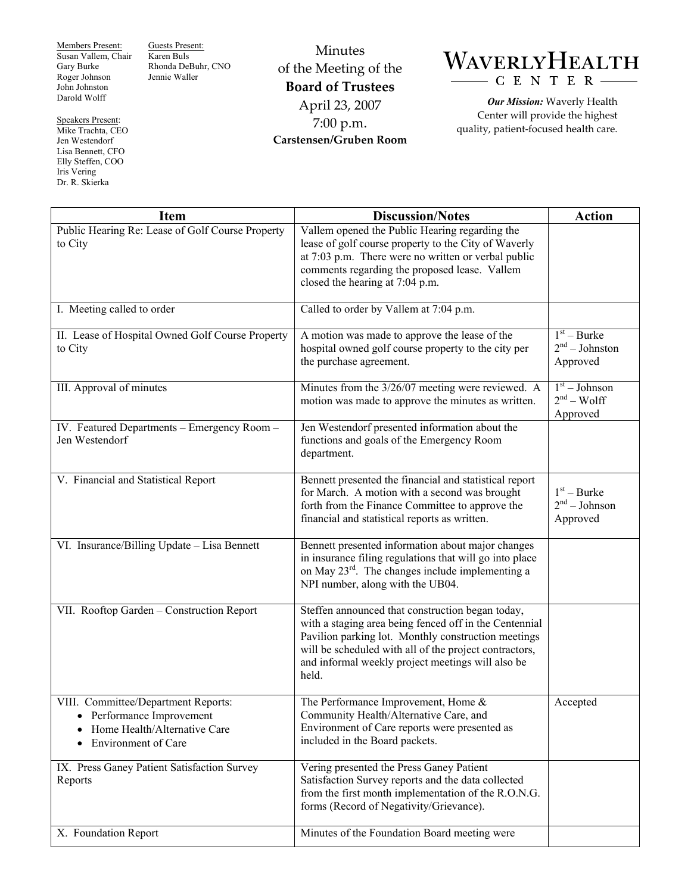Members Present:
Susan Vallem, Chair
Gary Burke
Roger Johnson
John Johnston
Darold Wolff

Guests Present:
Karen Buls
Rhonda DeBuhr, CNO
Jennie Waller

Speakers Present:
Mike Trachta, CEO
Jen Westendorf
Lisa Bennett, CFO
Elly Steffen, COO
Iris Vering
Dr. R. Skierka

# Minutes of the Meeting of the **Board of Trustees**

April 23, 2007
7:00 p.m.
**Carstensen/Gruben Room**

**WAVERLY HEALTH CENTER**

***Our Mission:*** Waverly Health Center will provide the highest quality, patient-focused health care.

| Item | Discussion/Notes | Action |
|---|---|---|
| Public Hearing Re: Lease of Golf Course Property to City | Vallem opened the Public Hearing regarding the lease of golf course property to the City of Waverly at 7:03 p.m. There were no written or verbal public comments regarding the proposed lease. Vallem closed the hearing at 7:04 p.m. | |
| I. Meeting called to order | Called to order by Vallem at 7:04 p.m. | |
| II. Lease of Hospital Owned Golf Course Property to City | A motion was made to approve the lease of the hospital owned golf course property to the city per the purchase agreement. | 1st – Burke<br>2nd – Johnston<br>Approved |
| III. Approval of minutes | Minutes from the 3/26/07 meeting were reviewed. A motion was made to approve the minutes as written. | 1st – Johnson<br>2nd – Wolff<br>Approved |
| IV. Featured Departments – Emergency Room – Jen Westendorf | Jen Westendorf presented information about the functions and goals of the Emergency Room department. | |
| V. Financial and Statistical Report | Bennett presented the financial and statistical report for March. A motion with a second was brought forth from the Finance Committee to approve the financial and statistical reports as written. | 1st – Burke<br>2nd – Johnson<br>Approved |
| VI. Insurance/Billing Update – Lisa Bennett | Bennett presented information about major changes in insurance filing regulations that will go into place on May 23rd. The changes include implementing a NPI number, along with the UB04. | |
| VII. Rooftop Garden – Construction Report | Steffen announced that construction began today, with a staging area being fenced off in the Centennial Pavilion parking lot. Monthly construction meetings will be scheduled with all of the project contractors, and informal weekly project meetings will also be held. | |
| VIII. Committee/Department Reports:<br>• Performance Improvement<br>• Home Health/Alternative Care<br>• Environment of Care | The Performance Improvement, Home & Community Health/Alternative Care, and Environment of Care reports were presented as included in the Board packets. | Accepted |
| IX. Press Ganey Patient Satisfaction Survey Reports | Vering presented the Press Ganey Patient Satisfaction Survey reports and the data collected from the first month implementation of the R.O.N.G. forms (Record of Negativity/Grievance). | |
| X. Foundation Report | Minutes of the Foundation Board meeting were | |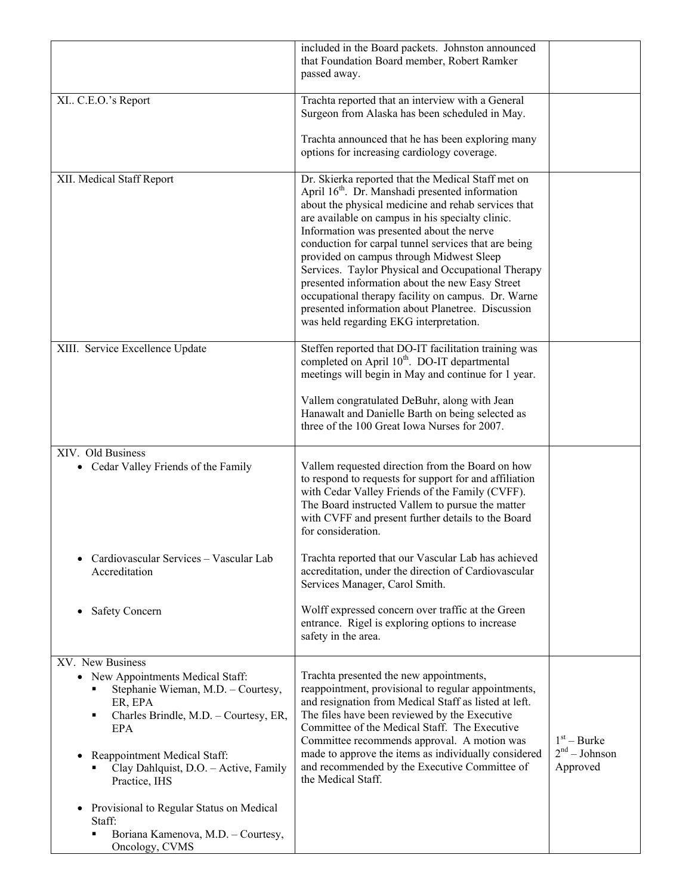| | | |
|---|---|---|
| | included in the Board packets. Johnston announced that Foundation Board member, Robert Ramker passed away. | |
| XI.. C.E.O.'s Report | Trachta reported that an interview with a General Surgeon from Alaska has been scheduled in May.<br><br>Trachta announced that he has been exploring many options for increasing cardiology coverage. | |
| XII. Medical Staff Report | Dr. Skierka reported that the Medical Staff met on April 16th. Dr. Manshadi presented information about the physical medicine and rehab services that are available on campus in his specialty clinic. Information was presented about the nerve conduction for carpal tunnel services that are being provided on campus through Midwest Sleep Services. Taylor Physical and Occupational Therapy presented information about the new Easy Street occupational therapy facility on campus. Dr. Warne presented information about Planetree. Discussion was held regarding EKG interpretation. | |
| XIII. Service Excellence Update | Steffen reported that DO-IT facilitation training was completed on April 10th. DO-IT departmental meetings will begin in May and continue for 1 year.<br><br>Vallem congratulated DeBuhr, along with Jean Hanawalt and Danielle Barth on being selected as three of the 100 Great Iowa Nurses for 2007. | |
| XIV. Old Business<br>• Cedar Valley Friends of the Family<br><br><br><br><br>• Cardiovascular Services – Vascular Lab Accreditation<br><br>• Safety Concern | <br>Vallem requested direction from the Board on how to respond to requests for support for and affiliation with Cedar Valley Friends of the Family (CVFF). The Board instructed Vallem to pursue the matter with CVFF and present further details to the Board for consideration.<br><br>Trachta reported that our Vascular Lab has achieved accreditation, under the direction of Cardiovascular Services Manager, Carol Smith.<br><br>Wolff expressed concern over traffic at the Green entrance. Rigel is exploring options to increase safety in the area. | |
| XV. New Business<br>• New Appointments Medical Staff:<br>  ▪ Stephanie Wieman, M.D. – Courtesy, ER, EPA<br>  ▪ Charles Brindle, M.D. – Courtesy, ER, EPA<br><br>• Reappointment Medical Staff:<br>  ▪ Clay Dahlquist, D.O. – Active, Family Practice, IHS<br><br>• Provisional to Regular Status on Medical Staff:<br>  ▪ Boriana Kamenova, M.D. – Courtesy, Oncology, CVMS | <br>Trachta presented the new appointments, reappointment, provisional to regular appointments, and resignation from Medical Staff as listed at left. The files have been reviewed by the Executive Committee of the Medical Staff. The Executive Committee recommends approval. A motion was made to approve the items as individually considered and recommended by the Executive Committee of the Medical Staff. | <br><br><br><br><br>1st – Burke<br>2nd – Johnson<br>Approved |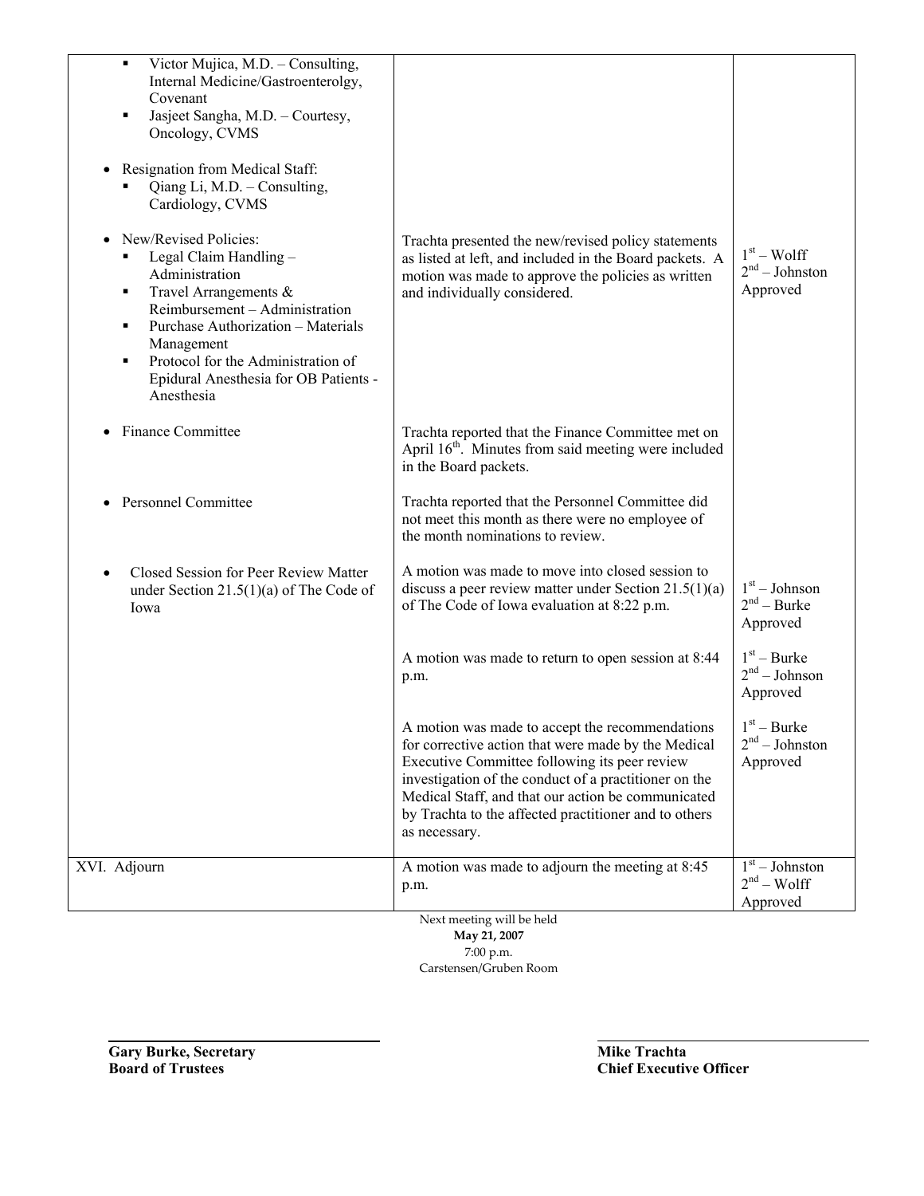| | | |
|---|---|---|
| ▪ Victor Mujica, M.D. – Consulting, Internal Medicine/Gastroenterolgy, Covenant<br>▪ Jasjeet Sangha, M.D. – Courtesy, Oncology, CVMS<br><br>• Resignation from Medical Staff:<br>▪ Qiang Li, M.D. – Consulting, Cardiology, CVMS | | |
| • New/Revised Policies:<br>▪ Legal Claim Handling – Administration<br>▪ Travel Arrangements & Reimbursement – Administration<br>▪ Purchase Authorization – Materials Management<br>▪ Protocol for the Administration of Epidural Anesthesia for OB Patients - Anesthesia | Trachta presented the new/revised policy statements as listed at left, and included in the Board packets. A motion was made to approve the policies as written and individually considered. | 1st – Wolff<br>2nd – Johnston<br>Approved |
| • Finance Committee | Trachta reported that the Finance Committee met on April 16th. Minutes from said meeting were included in the Board packets. | |
| • Personnel Committee | Trachta reported that the Personnel Committee did not meet this month as there were no employee of the month nominations to review. | |
| • Closed Session for Peer Review Matter under Section 21.5(1)(a) of The Code of Iowa | A motion was made to move into closed session to discuss a peer review matter under Section 21.5(1)(a) of The Code of Iowa evaluation at 8:22 p.m. | 1st – Johnson<br>2nd – Burke<br>Approved |
| | A motion was made to return to open session at 8:44 p.m. | 1st – Burke<br>2nd – Johnson<br>Approved |
| | A motion was made to accept the recommendations for corrective action that were made by the Medical Executive Committee following its peer review investigation of the conduct of a practitioner on the Medical Staff, and that our action be communicated by Trachta to the affected practitioner and to others as necessary. | 1st – Burke<br>2nd – Johnston<br>Approved |
| XVI. Adjourn | A motion was made to adjourn the meeting at 8:45 p.m. | 1st – Johnston<br>2nd – Wolff<br>Approved |

Next meeting will be held
**May 21, 2007**
7:00 p.m.
Carstensen/Gruben Room

**Gary Burke, Secretary**
**Board of Trustees**

**Mike Trachta**
**Chief Executive Officer**